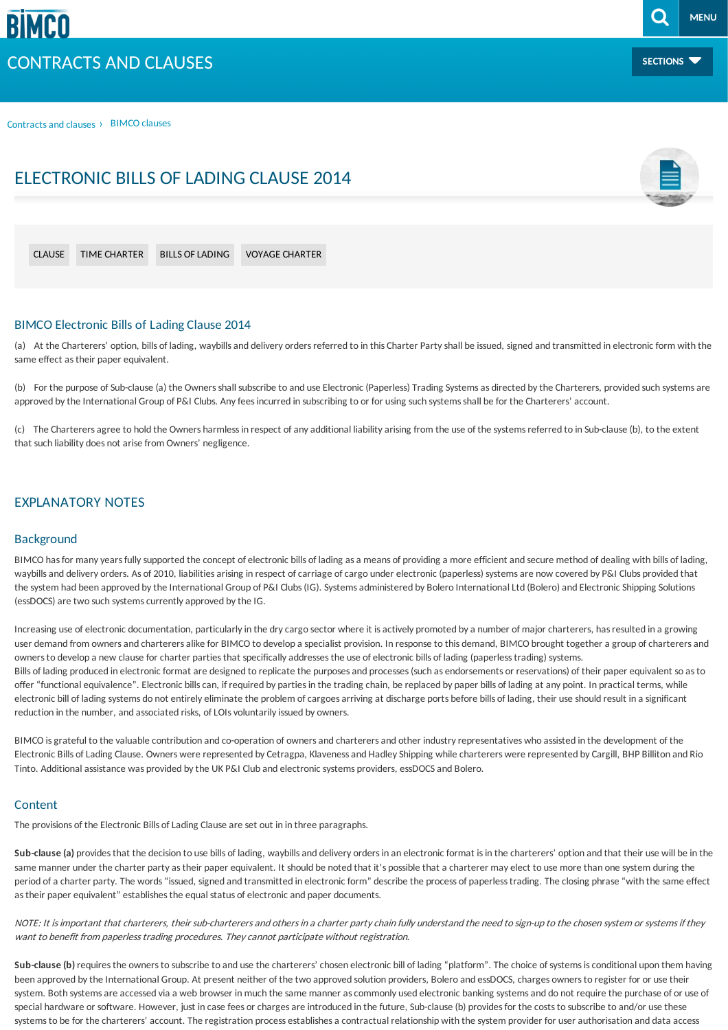CONTRACTS AND CLAUSES

Contracts and clauses › BIMCO clauses

# ELECTRONIC BILLS OF LADING CLAUSE 2014

CLAUSE TIME CHARTER BILLS OF LADING VOYAGE CHARTER

## BIMCO Electronic Bills of Lading Clause 2014

(a) At the Charterers' option, bills of lading, waybills and delivery orders referred to in this Charter Party shall be issued, signed and transmitted in electronic form with the same effect as their paper equivalent.

(b) For the purpose of Sub-clause (a) the Owners shall subscribe to and use Electronic (Paperless) Trading Systems as directed by the Charterers, provided such systems are approved by the International Group of P&I Clubs. Any fees incurred in subscribing to or for using such systems shall be for the Charterers' account.

(c) The Charterers agree to hold the Owners harmless in respect of any additional liability arising from the use of the systems referred to in Sub-clause (b), to the extent that such liability does not arise from Owners' negligence.

## EXPLANATORY NOTES

### Background

BIMCO has for many years fully supported the concept of electronic bills of lading as a means of providing a more efficient and secure method of dealing with bills of lading, waybills and delivery orders. As of 2010, liabilities arising in respect of carriage of cargo under electronic (paperless) systems are now covered by P&I Clubs provided that the system had been approved by the International Group of P&I Clubs (IG). Systems administered by Bolero International Ltd (Bolero) and Electronic Shipping Solutions (essDOCS) are two such systems currently approved by the IG.

Increasing use of electronic documentation, particularly in the dry cargo sector where it is actively promoted by a number of major charterers, has resulted in a growing user demand from owners and charterers alike for BIMCO to develop a specialist provision. In response to this demand, BIMCO brought together a group of charterers and owners to develop a new clause for charter parties that specifically addresses the use of electronic bills of lading (paperless trading) systems.
Bills of lading produced in electronic format are designed to replicate the purposes and processes (such as endorsements or reservations) of their paper equivalent so as to offer "functional equivalence". Electronic bills can, if required by parties in the trading chain, be replaced by paper bills of lading at any point. In practical terms, while electronic bill of lading systems do not entirely eliminate the problem of cargoes arriving at discharge ports before bills of lading, their use should result in a significant reduction in the number, and associated risks, of LOIs voluntarily issued by owners.

BIMCO is grateful to the valuable contribution and co-operation of owners and charterers and other industry representatives who assisted in the development of the Electronic Bills of Lading Clause. Owners were represented by Cetragpa, Klaveness and Hadley Shipping while charterers were represented by Cargill, BHP Billiton and Rio Tinto. Additional assistance was provided by the UK P&I Club and electronic systems providers, essDOCS and Bolero.

### Content

The provisions of the Electronic Bills of Lading Clause are set out in in three paragraphs.

**Sub-clause (a)** provides that the decision to use bills of lading, waybills and delivery orders in an electronic format is in the charterers' option and that their use will be in the same manner under the charter party as their paper equivalent. It should be noted that it's possible that a charterer may elect to use more than one system during the period of a charter party. The words "issued, signed and transmitted in electronic form" describe the process of paperless trading. The closing phrase "with the same effect as their paper equivalent" establishes the equal status of electronic and paper documents.

*NOTE: It is important that charterers, their sub-charterers and others in a charter party chain fully understand the need to sign-up to the chosen system or systems if they want to benefit from paperless trading procedures. They cannot participate without registration.*

**Sub-clause (b)** requires the owners to subscribe to and use the charterers' chosen electronic bill of lading "platform". The choice of systems is conditional upon them having been approved by the International Group. At present neither of the two approved solution providers, Bolero and essDOCS, charges owners to register for or use their system. Both systems are accessed via a web browser in much the same manner as commonly used electronic banking systems and do not require the purchase of or use of special hardware or software. However, just in case fees or charges are introduced in the future, Sub-clause (b) provides for the costs to subscribe to and/or use these systems to be for the charterers' account. The registration process establishes a contractual relationship with the system provider for user authorisation and data access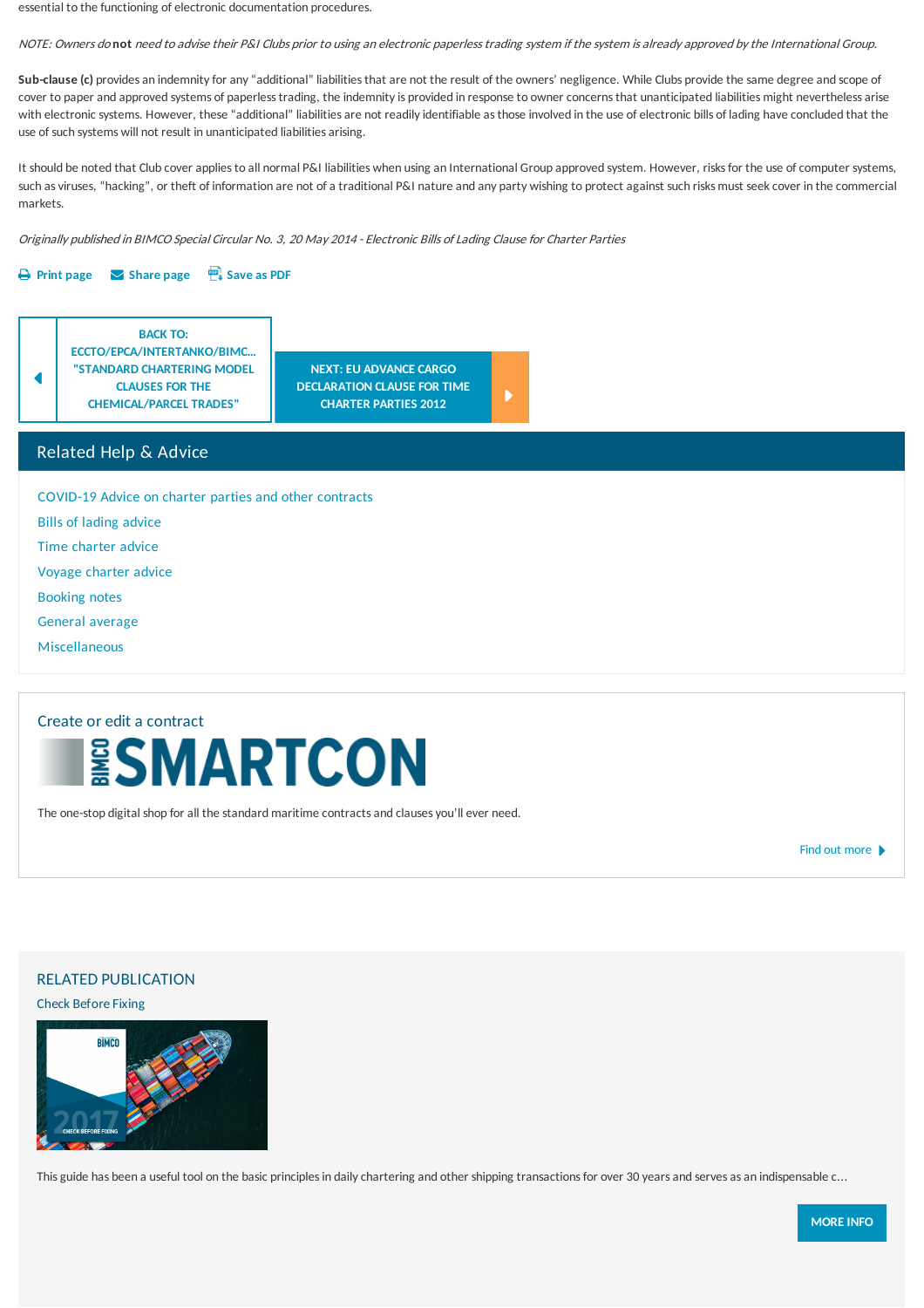essential to the functioning of electronic documentation procedures.

*NOTE: Owners do* **not** *need to advise their P&I Clubs prior to using an electronic paperless trading system if the system is already approved by the International Group.*

**Sub-clause (c)** provides an indemnity for any "additional" liabilities that are not the result of the owners' negligence. While Clubs provide the same degree and scope of cover to paper and approved systems of paperless trading, the indemnity is provided in response to owner concerns that unanticipated liabilities might nevertheless arise with electronic systems. However, these "additional" liabilities are not readily identifiable as those involved in the use of electronic bills of lading have concluded that the use of such systems will not result in unanticipated liabilities arising.

It should be noted that Club cover applies to all normal P&I liabilities when using an International Group approved system. However, risks for the use of computer systems, such as viruses, "hacking", or theft of information are not of a traditional P&I nature and any party wishing to protect against such risks must seek cover in the commercial markets.

*Originally published in BIMCO Special Circular No. 3, 20 May 2014 - Electronic Bills of Lading Clause for Charter Parties*

Print page   Share page   Save as PDF

BACK TO: ECCTO/EPCA/INTERTANKO/BIMC... "STANDARD CHARTERING MODEL CLAUSES FOR THE CHEMICAL/PARCEL TRADES"

NEXT: EU ADVANCE CARGO DECLARATION CLAUSE FOR TIME CHARTER PARTIES 2012

## Related Help & Advice

- COVID-19 Advice on charter parties and other contracts
- Bills of lading advice
- Time charter advice
- Voyage charter advice
- Booking notes
- General average
- Miscellaneous

## Create or edit a contract

BIMCO SMARTCON

The one-stop digital shop for all the standard maritime contracts and clauses you'll ever need.

Find out more

## RELATED PUBLICATION

Check Before Fixing

This guide has been a useful tool on the basic principles in daily chartering and other shipping transactions for over 30 years and serves as an indispensable c…

MORE INFO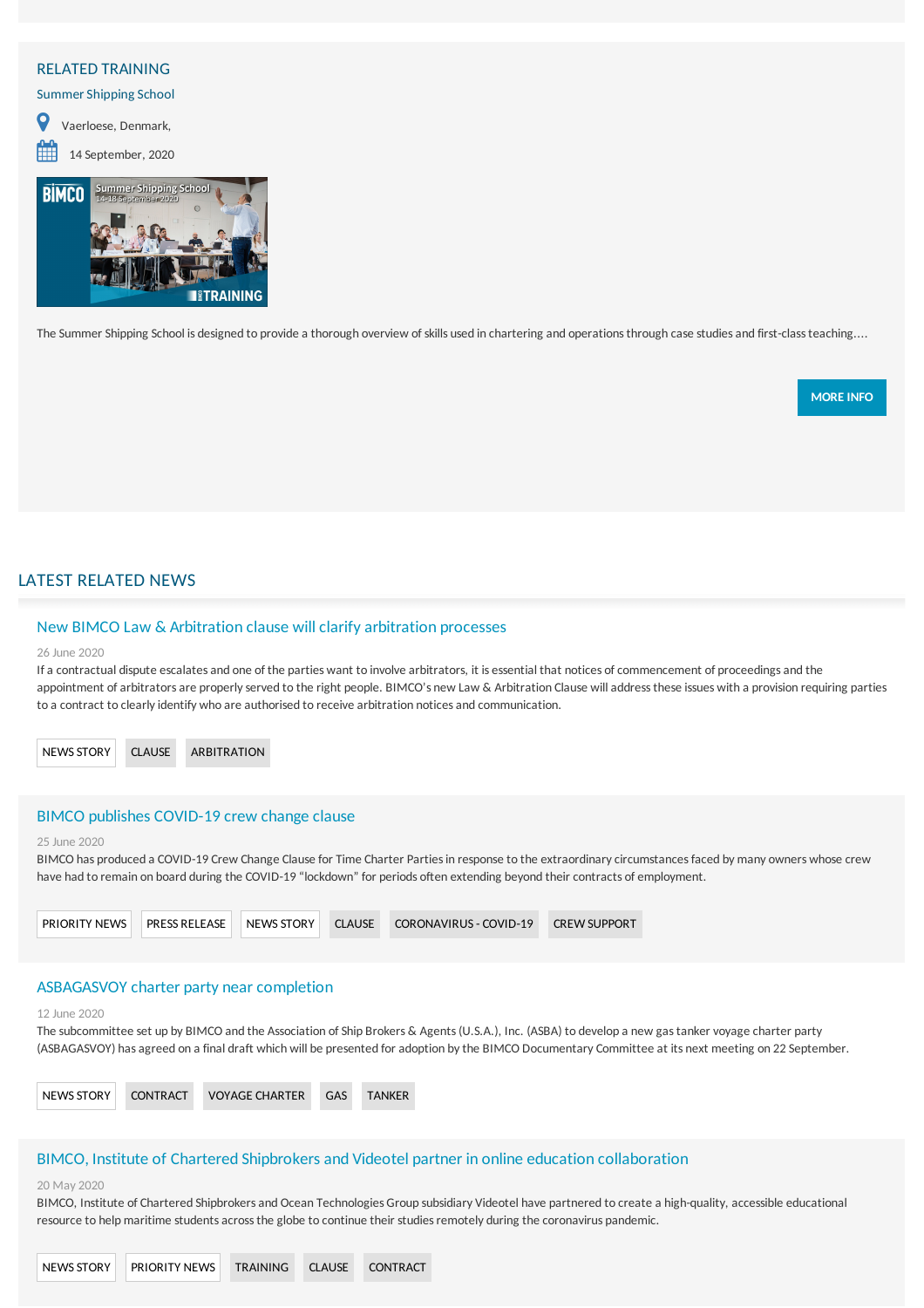## RELATED TRAINING

### Summer Shipping School

Vaerloese, Denmark,

14 September, 2020

The Summer Shipping School is designed to provide a thorough overview of skills used in chartering and operations through case studies and first-class teaching....

MORE INFO

## LATEST RELATED NEWS

### New BIMCO Law & Arbitration clause will clarify arbitration processes

26 June 2020

If a contractual dispute escalates and one of the parties want to involve arbitrators, it is essential that notices of commencement of proceedings and the appointment of arbitrators are properly served to the right people. BIMCO's new Law & Arbitration Clause will address these issues with a provision requiring parties to a contract to clearly identify who are authorised to receive arbitration notices and communication.

NEWS STORY | CLAUSE | ARBITRATION

### BIMCO publishes COVID-19 crew change clause

25 June 2020

BIMCO has produced a COVID-19 Crew Change Clause for Time Charter Parties in response to the extraordinary circumstances faced by many owners whose crew have had to remain on board during the COVID-19 "lockdown" for periods often extending beyond their contracts of employment.

PRIORITY NEWS | PRESS RELEASE | NEWS STORY | CLAUSE | CORONAVIRUS - COVID-19 | CREW SUPPORT

### ASBAGASVOY charter party near completion

12 June 2020

The subcommittee set up by BIMCO and the Association of Ship Brokers & Agents (U.S.A.), Inc. (ASBA) to develop a new gas tanker voyage charter party (ASBAGASVOY) has agreed on a final draft which will be presented for adoption by the BIMCO Documentary Committee at its next meeting on 22 September.

NEWS STORY | CONTRACT | VOYAGE CHARTER | GAS | TANKER

### BIMCO, Institute of Chartered Shipbrokers and Videotel partner in online education collaboration

20 May 2020

BIMCO, Institute of Chartered Shipbrokers and Ocean Technologies Group subsidiary Videotel have partnered to create a high-quality, accessible educational resource to help maritime students across the globe to continue their studies remotely during the coronavirus pandemic.

NEWS STORY | PRIORITY NEWS | TRAINING | CLAUSE | CONTRACT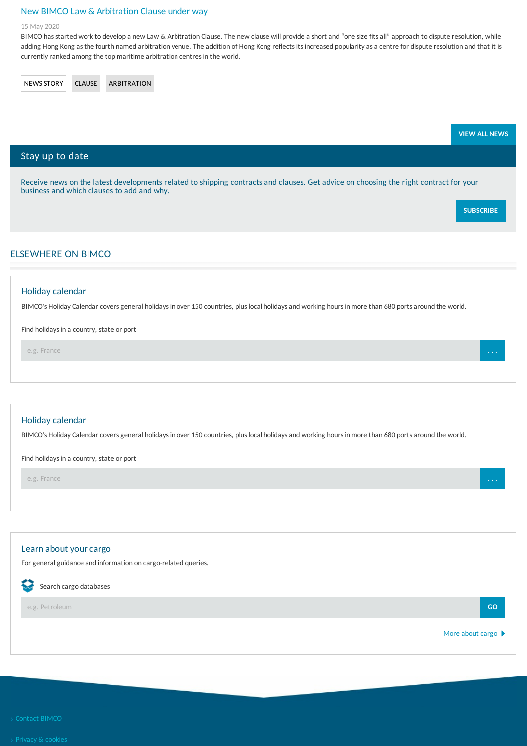## New BIMCO Law & Arbitration Clause under way

15 May 2020

BIMCO has started work to develop a new Law & Arbitration Clause. The new clause will provide a short and "one size fits all" approach to dispute resolution, while adding Hong Kong as the fourth named arbitration venue. The addition of Hong Kong reflects its increased popularity as a centre for dispute resolution and that it is currently ranked among the top maritime arbitration centres in the world.

NEWS STORY CLAUSE ARBITRATION

VIEW ALL NEWS

## Stay up to date

Receive news on the latest developments related to shipping contracts and clauses. Get advice on choosing the right contract for your business and which clauses to add and why.

SUBSCRIBE

## ELSEWHERE ON BIMCO

### Holiday calendar

BIMCO's Holiday Calendar covers general holidays in over 150 countries, plus local holidays and working hours in more than 680 ports around the world.

Find holidays in a country, state or port

e.g. France

### Holiday calendar

BIMCO's Holiday Calendar covers general holidays in over 150 countries, plus local holidays and working hours in more than 680 ports around the world.

Find holidays in a country, state or port

e.g. France

### Learn about your cargo

For general guidance and information on cargo-related queries.

Search cargo databases

e.g. Petroleum

GO

More about cargo

› Contact BIMCO

› Privacy & cookies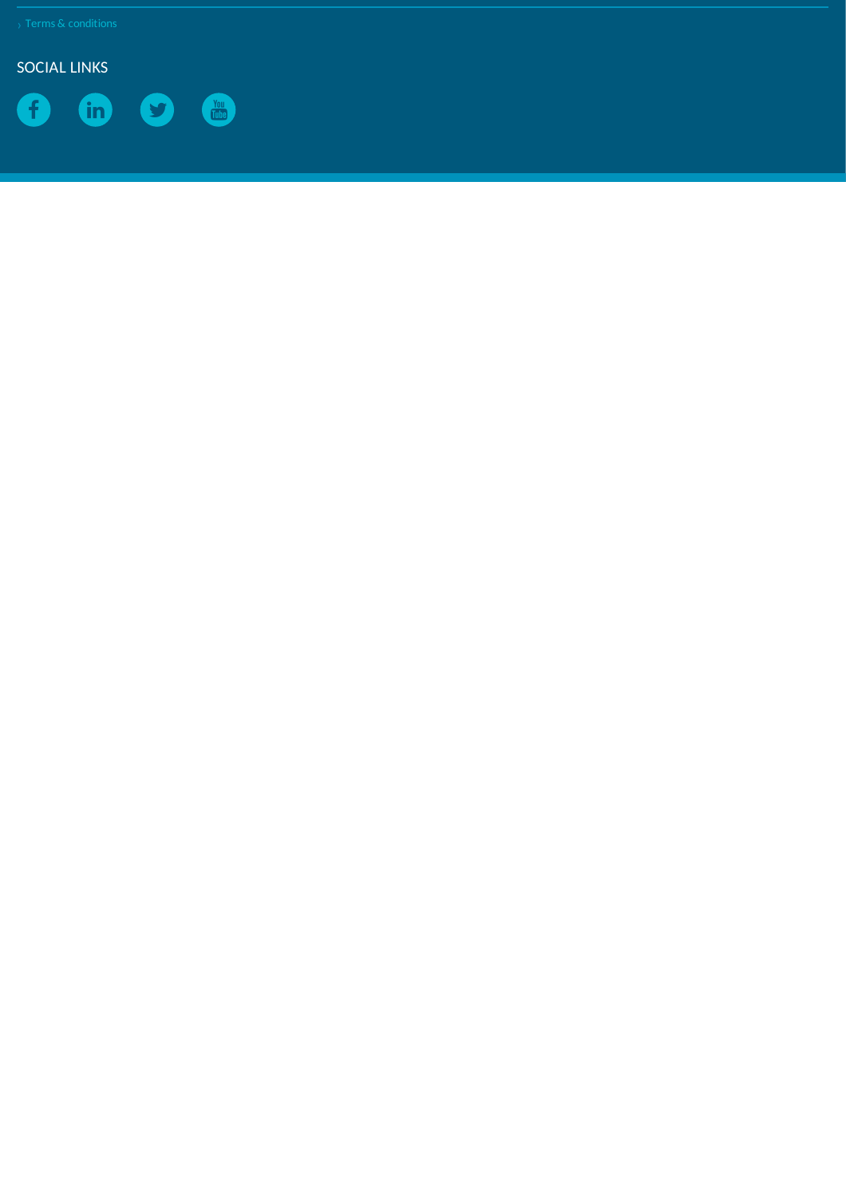› Terms & conditions

SOCIAL LINKS